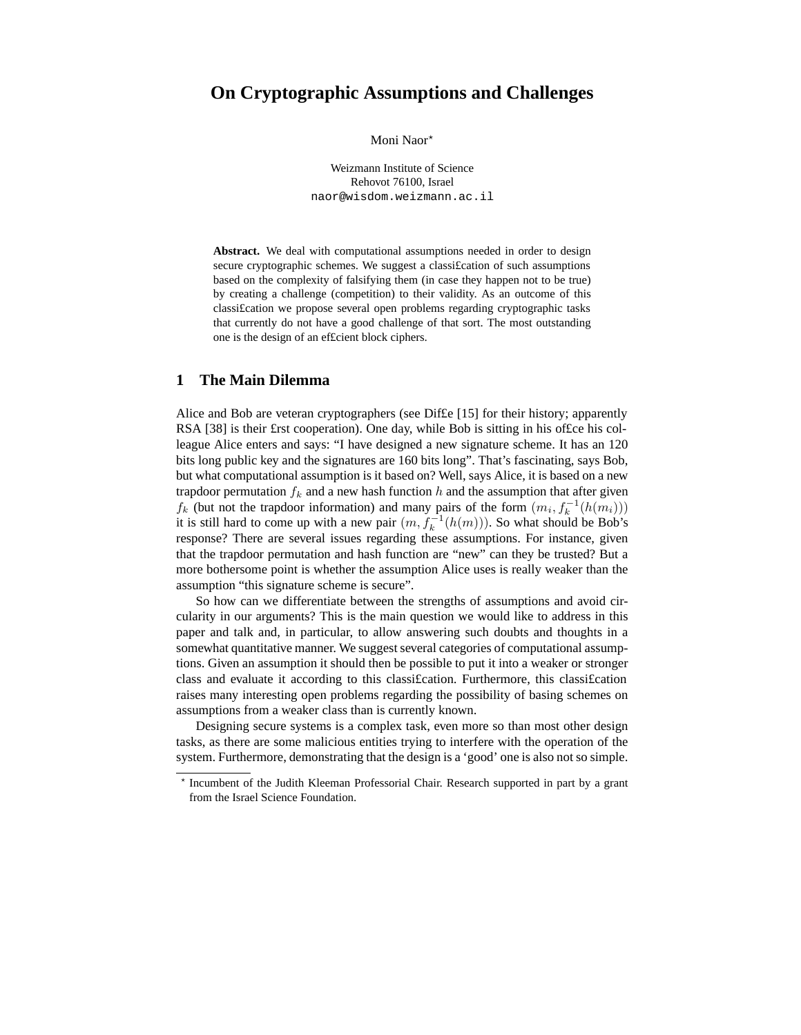# On Cryptographic Assumptions and Challenges

Moni Naor*

Weizmann Institute of Science
Rehovot 76100, Israel
naor@wisdom.weizmann.ac.il

**Abstract.** We deal with computational assumptions needed in order to design secure cryptographic schemes. We suggest a classi£cation of such assumptions based on the complexity of falsifying them (in case they happen not to be true) by creating a challenge (competition) to their validity. As an outcome of this classi£cation we propose several open problems regarding cryptographic tasks that currently do not have a good challenge of that sort. The most outstanding one is the design of an ef£cient block ciphers.

## 1 The Main Dilemma

Alice and Bob are veteran cryptographers (see Dif£e [15] for their history; apparently RSA [38] is their £rst cooperation). One day, while Bob is sitting in his of£ce his colleague Alice enters and says: "I have designed a new signature scheme. It has an 120 bits long public key and the signatures are 160 bits long". That's fascinating, says Bob, but what computational assumption is it based on? Well, says Alice, it is based on a new trapdoor permutation $f_k$ and a new hash function $h$ and the assumption that after given $f_k$ (but not the trapdoor information) and many pairs of the form $(m_i, f_k^{-1}(h(m_i)))$ it is still hard to come up with a new pair $(m, f_k^{-1}(h(m)))$. So what should be Bob's response? There are several issues regarding these assumptions. For instance, given that the trapdoor permutation and hash function are "new" can they be trusted? But a more bothersome point is whether the assumption Alice uses is really weaker than the assumption "this signature scheme is secure".

So how can we differentiate between the strengths of assumptions and avoid circularity in our arguments? This is the main question we would like to address in this paper and talk and, in particular, to allow answering such doubts and thoughts in a somewhat quantitative manner. We suggest several categories of computational assumptions. Given an assumption it should then be possible to put it into a weaker or stronger class and evaluate it according to this classi£cation. Furthermore, this classi£cation raises many interesting open problems regarding the possibility of basing schemes on assumptions from a weaker class than is currently known.

Designing secure systems is a complex task, even more so than most other design tasks, as there are some malicious entities trying to interfere with the operation of the system. Furthermore, demonstrating that the design is a 'good' one is also not so simple.

---

* Incumbent of the Judith Kleeman Professorial Chair. Research supported in part by a grant from the Israel Science Foundation.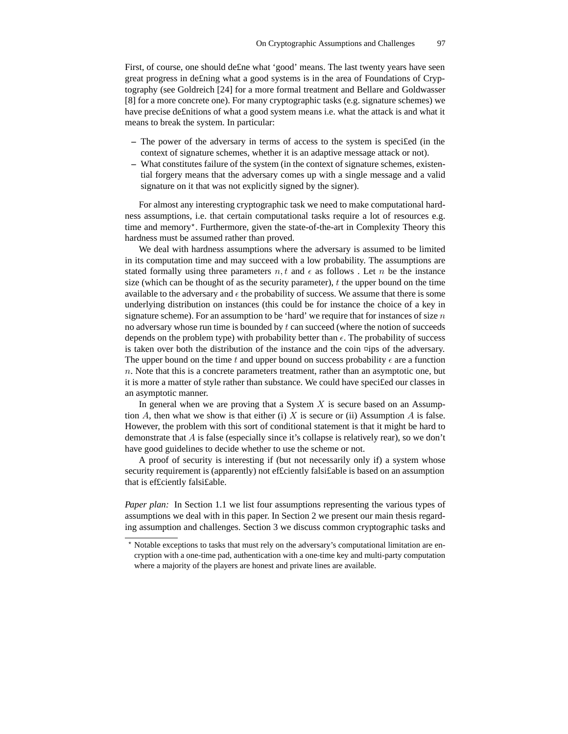First, of course, one should de£ne what 'good' means. The last twenty years have seen great progress in de£ning what a good systems is in the area of Foundations of Cryptography (see Goldreich [24] for a more formal treatment and Bellare and Goldwasser [8] for a more concrete one). For many cryptographic tasks (e.g. signature schemes) we have precise de£nitions of what a good system means i.e. what the attack is and what it means to break the system. In particular:

- The power of the adversary in terms of access to the system is speci£ed (in the context of signature schemes, whether it is an adaptive message attack or not).
- What constitutes failure of the system (in the context of signature schemes, existential forgery means that the adversary comes up with a single message and a valid signature on it that was not explicitly signed by the signer).

For almost any interesting cryptographic task we need to make computational hardness assumptions, i.e. that certain computational tasks require a lot of resources e.g. time and memory*. Furthermore, given the state-of-the-art in Complexity Theory this hardness must be assumed rather than proved.

We deal with hardness assumptions where the adversary is assumed to be limited in its computation time and may succeed with a low probability. The assumptions are stated formally using three parameters $n, t$ and $\epsilon$ as follows . Let $n$ be the instance size (which can be thought of as the security parameter), $t$ the upper bound on the time available to the adversary and $\epsilon$ the probability of success. We assume that there is some underlying distribution on instances (this could be for instance the choice of a key in signature scheme). For an assumption to be 'hard' we require that for instances of size $n$ no adversary whose run time is bounded by $t$ can succeed (where the notion of succeeds depends on the problem type) with probability better than $\epsilon$. The probability of success is taken over both the distribution of the instance and the coin ¤ips of the adversary. The upper bound on the time $t$ and upper bound on success probability $\epsilon$ are a function $n$. Note that this is a concrete parameters treatment, rather than an asymptotic one, but it is more a matter of style rather than substance. We could have speci£ed our classes in an asymptotic manner.

In general when we are proving that a System $X$ is secure based on an Assumption $A$, then what we show is that either (i) $X$ is secure or (ii) Assumption $A$ is false. However, the problem with this sort of conditional statement is that it might be hard to demonstrate that $A$ is false (especially since it's collapse is relatively rear), so we don't have good guidelines to decide whether to use the scheme or not.

A proof of security is interesting if (but not necessarily only if) a system whose security requirement is (apparently) not ef£ciently falsi£able is based on an assumption that is ef£ciently falsi£able.

*Paper plan:* In Section 1.1 we list four assumptions representing the various types of assumptions we deal with in this paper. In Section 2 we present our main thesis regarding assumption and challenges. Section 3 we discuss common cryptographic tasks and

* Notable exceptions to tasks that must rely on the adversary's computational limitation are encryption with a one-time pad, authentication with a one-time key and multi-party computation where a majority of the players are honest and private lines are available.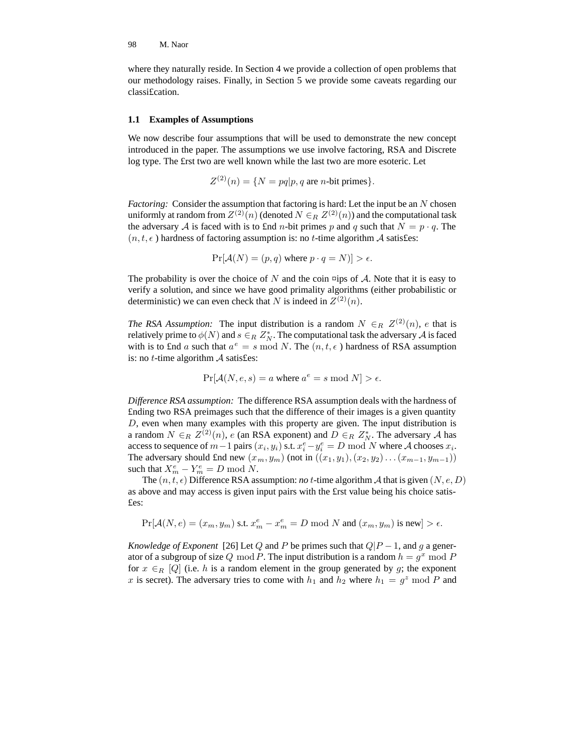where they naturally reside. In Section 4 we provide a collection of open problems that our methodology raises. Finally, in Section 5 we provide some caveats regarding our classi£cation.

### 1.1 Examples of Assumptions

We now describe four assumptions that will be used to demonstrate the new concept introduced in the paper. The assumptions we use involve factoring, RSA and Discrete log type. The £rst two are well known while the last two are more esoteric. Let

$$Z^{(2)}(n) = \{N = pq | p, q \text{ are } n\text{-bit primes}\}.$$

*Factoring:* Consider the assumption that factoring is hard: Let the input be an $N$ chosen uniformly at random from $Z^{(2)}(n)$ (denoted $N \in_R Z^{(2)}(n)$) and the computational task the adversary $\mathcal{A}$ is faced with is to £nd $n$-bit primes $p$ and $q$ such that $N = p \cdot q$. The $(n, t, \epsilon)$ hardness of factoring assumption is: no $t$-time algorithm $\mathcal{A}$ satis£es:

$$\Pr[\mathcal{A}(N) = (p, q) \text{ where } p \cdot q = N)] > \epsilon.$$

The probability is over the choice of $N$ and the coin ¤ips of $\mathcal{A}$. Note that it is easy to verify a solution, and since we have good primality algorithms (either probabilistic or deterministic) we can even check that $N$ is indeed in $Z^{(2)}(n)$.

*The RSA Assumption:* The input distribution is a random $N \in_R Z^{(2)}(n)$, $e$ that is relatively prime to $\phi(N)$ and $s \in_R Z_N^*$. The computational task the adversary $\mathcal{A}$ is faced with is to £nd $a$ such that $a^e = s \bmod N$. The $(n, t, \epsilon)$ hardness of RSA assumption is: no $t$-time algorithm $\mathcal{A}$ satis£es:

$$\Pr[\mathcal{A}(N, e, s) = a \text{ where } a^e = s \bmod N] > \epsilon.$$

*Difference RSA assumption:* The difference RSA assumption deals with the hardness of £nding two RSA preimages such that the difference of their images is a given quantity $D$, even when many examples with this property are given. The input distribution is a random $N \in_R Z^{(2)}(n)$, $e$ (an RSA exponent) and $D \in_R Z_N^*$. The adversary $\mathcal{A}$ has access to sequence of $m-1$ pairs $(x_i, y_i)$ s.t. $x_i^e - y_i^e = D \bmod N$ where $\mathcal{A}$ chooses $x_i$. The adversary should £nd new $(x_m, y_m)$ (not in $((x_1, y_1), (x_2, y_2) \ldots (x_{m-1}, y_{m-1}))$ such that $X_m^e - Y_m^e = D \bmod N$.

The $(n, t, \epsilon)$ Difference RSA assumption: *no* $t$-time algorithm $\mathcal{A}$ that is given $(N, e, D)$ as above and may access is given input pairs with the £rst value being his choice satis£es:

$$\Pr[\mathcal{A}(N, e) = (x_m, y_m) \text{ s.t. } x_m^e - x_m^e = D \bmod N \text{ and } (x_m, y_m) \text{ is new}] > \epsilon.$$

*Knowledge of Exponent* [26] Let $Q$ and $P$ be primes such that $Q | P - 1$, and $g$ a generator of a subgroup of size $Q \bmod P$. The input distribution is a random $h = g^x \bmod P$ for $x \in_R [Q]$ (i.e. $h$ is a random element in the group generated by $g$; the exponent $x$ is secret). The adversary tries to come with $h_1$ and $h_2$ where $h_1 = g^z \bmod P$ and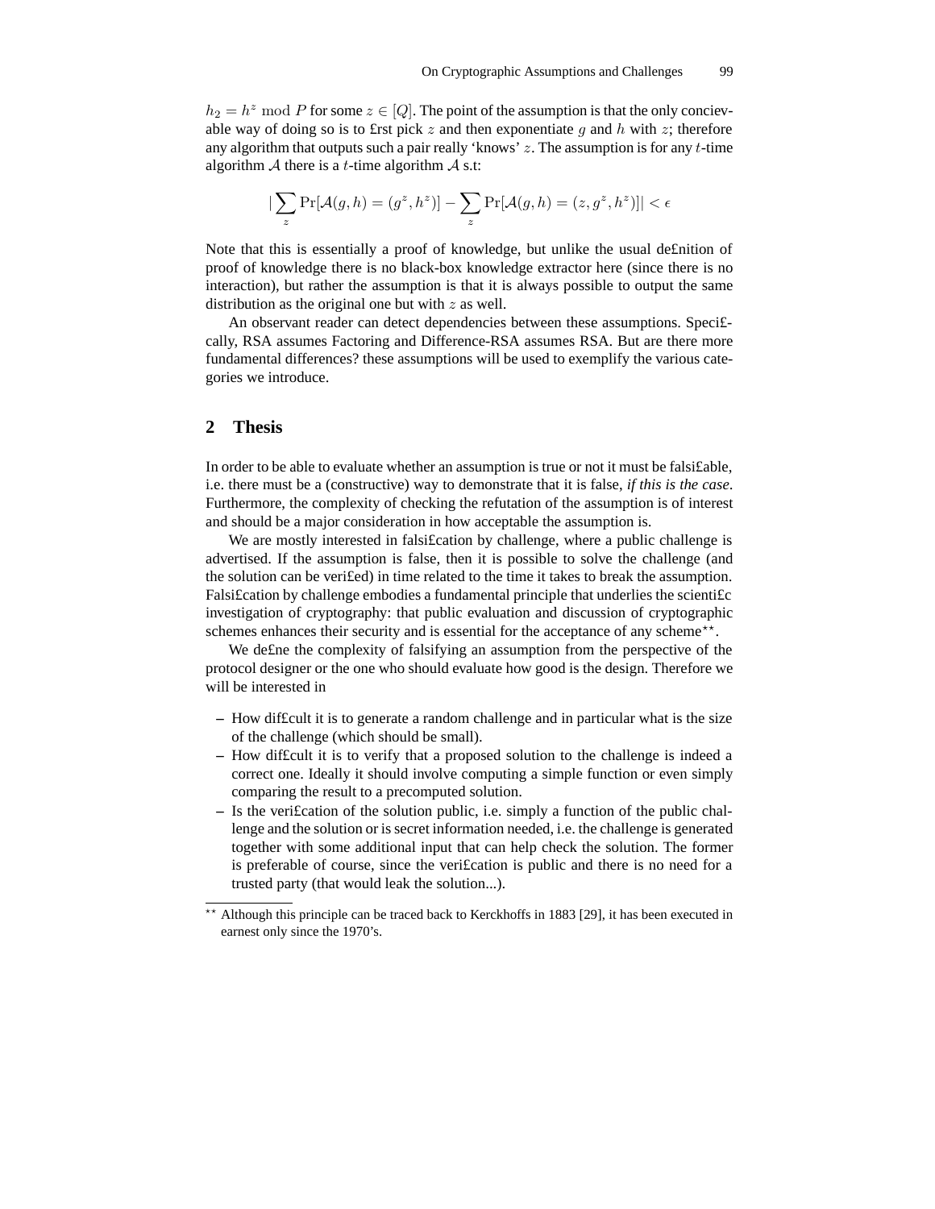$h_2 = h^z \bmod P$ for some $z \in [Q]$. The point of the assumption is that the only concievable way of doing so is to first pick $z$ and then exponentiate $g$ and $h$ with $z$; therefore any algorithm that outputs such a pair really 'knows' $z$. The assumption is for any $t$-time algorithm $\mathcal{A}$ there is a $t$-time algorithm $\mathcal{A}$ s.t:

$$|\sum_z \Pr[\mathcal{A}(g,h) = (g^z, h^z)] - \sum_z \Pr[\mathcal{A}(g,h) = (z, g^z, h^z)]| < \epsilon$$

Note that this is essentially a proof of knowledge, but unlike the usual definition of proof of knowledge there is no black-box knowledge extractor here (since there is no interaction), but rather the assumption is that it is always possible to output the same distribution as the original one but with $z$ as well.

An observant reader can detect dependencies between these assumptions. Specifically, RSA assumes Factoring and Difference-RSA assumes RSA. But are there more fundamental differences? these assumptions will be used to exemplify the various categories we introduce.

## 2 Thesis

In order to be able to evaluate whether an assumption is true or not it must be falsifiable, i.e. there must be a (constructive) way to demonstrate that it is false, *if this is the case*. Furthermore, the complexity of checking the refutation of the assumption is of interest and should be a major consideration in how acceptable the assumption is.

We are mostly interested in falsification by challenge, where a public challenge is advertised. If the assumption is false, then it is possible to solve the challenge (and the solution can be verified) in time related to the time it takes to break the assumption. Falsification by challenge embodies a fundamental principle that underlies the scientific investigation of cryptography: that public evaluation and discussion of cryptographic schemes enhances their security and is essential for the acceptance of any scheme**.

We define the complexity of falsifying an assumption from the perspective of the protocol designer or the one who should evaluate how good is the design. Therefore we will be interested in

- How difficult it is to generate a random challenge and in particular what is the size of the challenge (which should be small).
- How difficult it is to verify that a proposed solution to the challenge is indeed a correct one. Ideally it should involve computing a simple function or even simply comparing the result to a precomputed solution.
- Is the verification of the solution public, i.e. simply a function of the public challenge and the solution or is secret information needed, i.e. the challenge is generated together with some additional input that can help check the solution. The former is preferable of course, since the verification is public and there is no need for a trusted party (that would leak the solution...).

** Although this principle can be traced back to Kerckhoffs in 1883 [29], it has been executed in earnest only since the 1970's.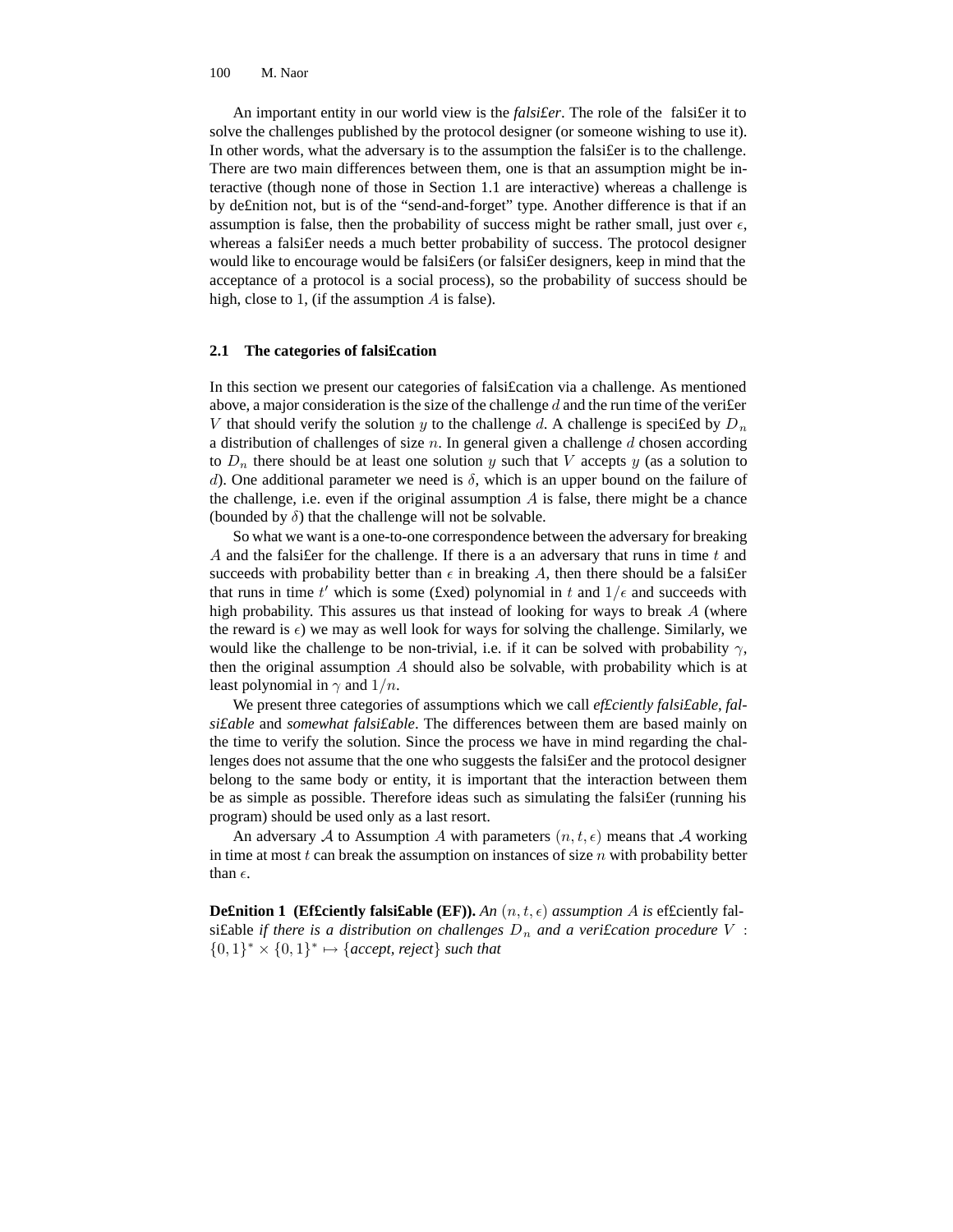An important entity in our world view is the *falsi£er*. The role of the falsi£er it to solve the challenges published by the protocol designer (or someone wishing to use it). In other words, what the adversary is to the assumption the falsi£er is to the challenge. There are two main differences between them, one is that an assumption might be interactive (though none of those in Section 1.1 are interactive) whereas a challenge is by de£nition not, but is of the "send-and-forget" type. Another difference is that if an assumption is false, then the probability of success might be rather small, just over $\epsilon$, whereas a falsi£er needs a much better probability of success. The protocol designer would like to encourage would be falsi£ers (or falsi£er designers, keep in mind that the acceptance of a protocol is a social process), so the probability of success should be high, close to 1, (if the assumption $A$ is false).

## 2.1 The categories of falsi£cation

In this section we present our categories of falsi£cation via a challenge. As mentioned above, a major consideration is the size of the challenge $d$ and the run time of the veri£er $V$ that should verify the solution $y$ to the challenge $d$. A challenge is speci£ed by $D_n$ a distribution of challenges of size $n$. In general given a challenge $d$ chosen according to $D_n$ there should be at least one solution $y$ such that $V$ accepts $y$ (as a solution to $d$). One additional parameter we need is $\delta$, which is an upper bound on the failure of the challenge, i.e. even if the original assumption $A$ is false, there might be a chance (bounded by $\delta$) that the challenge will not be solvable.

So what we want is a one-to-one correspondence between the adversary for breaking $A$ and the falsi£er for the challenge. If there is a an adversary that runs in time $t$ and succeeds with probability better than $\epsilon$ in breaking $A$, then there should be a falsi£er that runs in time $t'$ which is some (£xed) polynomial in $t$ and $1/\epsilon$ and succeeds with high probability. This assures us that instead of looking for ways to break $A$ (where the reward is $\epsilon$) we may as well look for ways for solving the challenge. Similarly, we would like the challenge to be non-trivial, i.e. if it can be solved with probability $\gamma$, then the original assumption $A$ should also be solvable, with probability which is at least polynomial in $\gamma$ and $1/n$.

We present three categories of assumptions which we call *ef£ciently falsi£able*, *falsi£able* and *somewhat falsi£able*. The differences between them are based mainly on the time to verify the solution. Since the process we have in mind regarding the challenges does not assume that the one who suggests the falsi£er and the protocol designer belong to the same body or entity, it is important that the interaction between them be as simple as possible. Therefore ideas such as simulating the falsi£er (running his program) should be used only as a last resort.

An adversary $\mathcal{A}$ to Assumption $A$ with parameters $(n, t, \epsilon)$ means that $\mathcal{A}$ working in time at most $t$ can break the assumption on instances of size $n$ with probability better than $\epsilon$.

**De£nition 1 (Ef£ciently falsi£able (EF)).** *An $(n, t, \epsilon)$ assumption $A$ is* ef£ciently falsi£able *if there is a distribution on challenges $D_n$ and a veri£cation procedure $V : \{0,1\}^* \times \{0,1\}^* \mapsto \{accept, reject\}$ such that*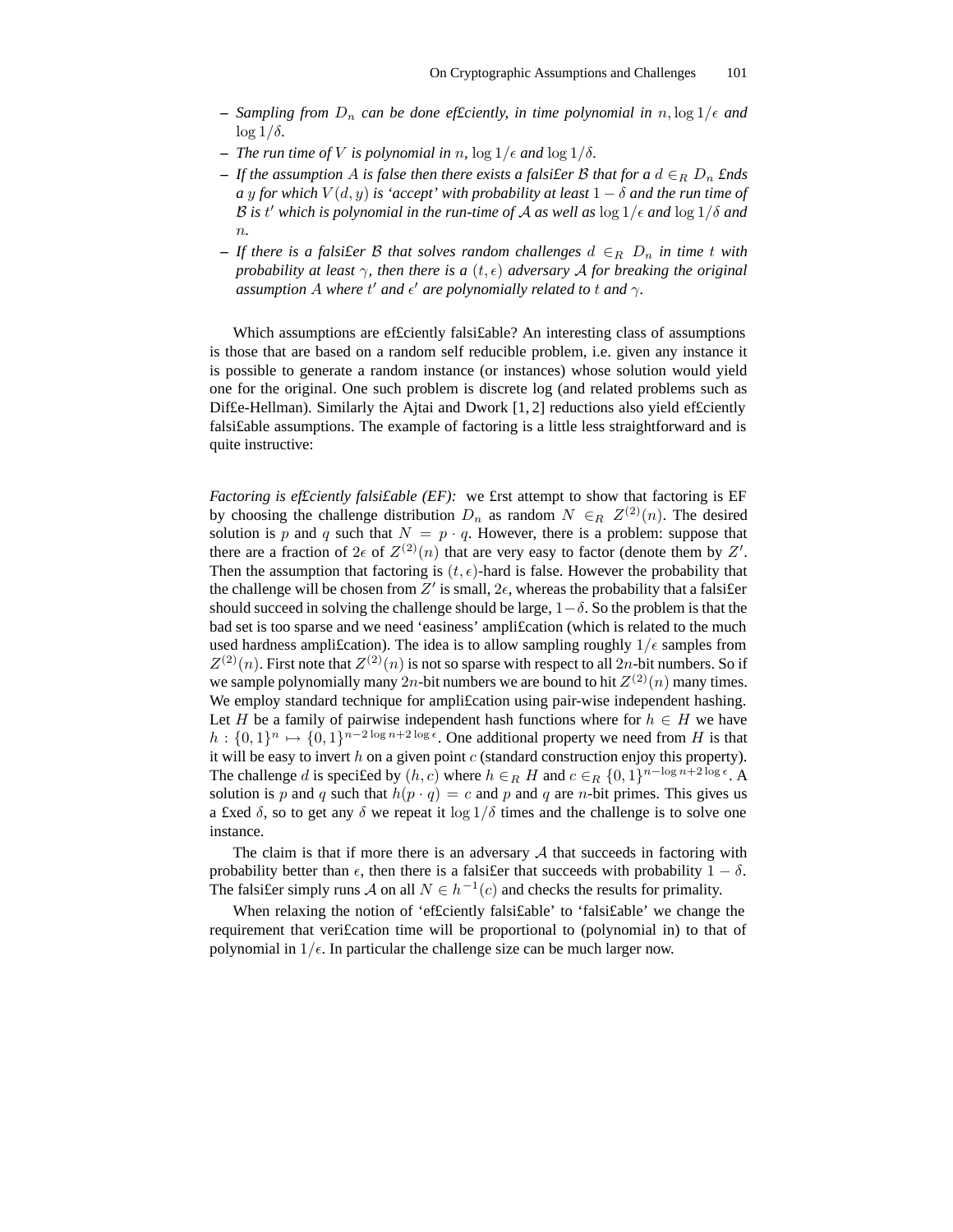- *Sampling from $D_n$ can be done ef£ciently, in time polynomial in $n, \log 1/\epsilon$ and $\log 1/\delta$.*
- *The run time of $V$ is polynomial in $n$, $\log 1/\epsilon$ and $\log 1/\delta$.*
- *If the assumption $A$ is false then there exists a falsi£er $\mathcal{B}$ that for a $d \in_R D_n$ £nds a $y$ for which $V(d, y)$ is 'accept' with probability at least $1 - \delta$ and the run time of $\mathcal{B}$ is $t'$ which is polynomial in the run-time of $\mathcal{A}$ as well as $\log 1/\epsilon$ and $\log 1/\delta$ and $n$.*
- *If there is a falsi£er $\mathcal{B}$ that solves random challenges $d \in_R D_n$ in time $t$ with probability at least $\gamma$, then there is a $(t, \epsilon)$ adversary $\mathcal{A}$ for breaking the original assumption $A$ where $t'$ and $\epsilon'$ are polynomially related to $t$ and $\gamma$.*

Which assumptions are ef£ciently falsi£able? An interesting class of assumptions is those that are based on a random self reducible problem, i.e. given any instance it is possible to generate a random instance (or instances) whose solution would yield one for the original. One such problem is discrete log (and related problems such as Dif£e-Hellman). Similarly the Ajtai and Dwork [1, 2] reductions also yield ef£ciently falsi£able assumptions. The example of factoring is a little less straightforward and is quite instructive:

*Factoring is ef£ciently falsi£able (EF):* we £rst attempt to show that factoring is EF by choosing the challenge distribution $D_n$ as random $N \in_R Z^{(2)}(n)$. The desired solution is $p$ and $q$ such that $N = p \cdot q$. However, there is a problem: suppose that there are a fraction of $2\epsilon$ of $Z^{(2)}(n)$ that are very easy to factor (denote them by $Z'$. Then the assumption that factoring is $(t, \epsilon)$-hard is false. However the probability that the challenge will be chosen from $Z'$ is small, $2\epsilon$, whereas the probability that a falsi£er should succeed in solving the challenge should be large, $1-\delta$. So the problem is that the bad set is too sparse and we need 'easiness' ampli£cation (which is related to the much used hardness ampli£cation). The idea is to allow sampling roughly $1/\epsilon$ samples from $Z^{(2)}(n)$. First note that $Z^{(2)}(n)$ is not so sparse with respect to all $2n$-bit numbers. So if we sample polynomially many $2n$-bit numbers we are bound to hit $Z^{(2)}(n)$ many times. We employ standard technique for ampli£cation using pair-wise independent hashing. Let $H$ be a family of pairwise independent hash functions where for $h \in H$ we have $h : \{0,1\}^n \mapsto \{0,1\}^{n-2\log n+2\log\epsilon}$. One additional property we need from $H$ is that it will be easy to invert $h$ on a given point $c$ (standard construction enjoy this property). The challenge $d$ is speci£ed by $(h, c)$ where $h \in_R H$ and $c \in_R \{0,1\}^{n-\log n+2\log\epsilon}$. A solution is $p$ and $q$ such that $h(p \cdot q) = c$ and $p$ and $q$ are $n$-bit primes. This gives us a £xed $\delta$, so to get any $\delta$ we repeat it $\log 1/\delta$ times and the challenge is to solve one instance.

The claim is that if more there is an adversary $\mathcal{A}$ that succeeds in factoring with probability better than $\epsilon$, then there is a falsi£er that succeeds with probability $1 - \delta$. The falsi£er simply runs $\mathcal{A}$ on all $N \in h^{-1}(c)$ and checks the results for primality.

When relaxing the notion of 'ef£ciently falsi£able' to 'falsi£able' we change the requirement that veri£cation time will be proportional to (polynomial in) to that of polynomial in $1/\epsilon$. In particular the challenge size can be much larger now.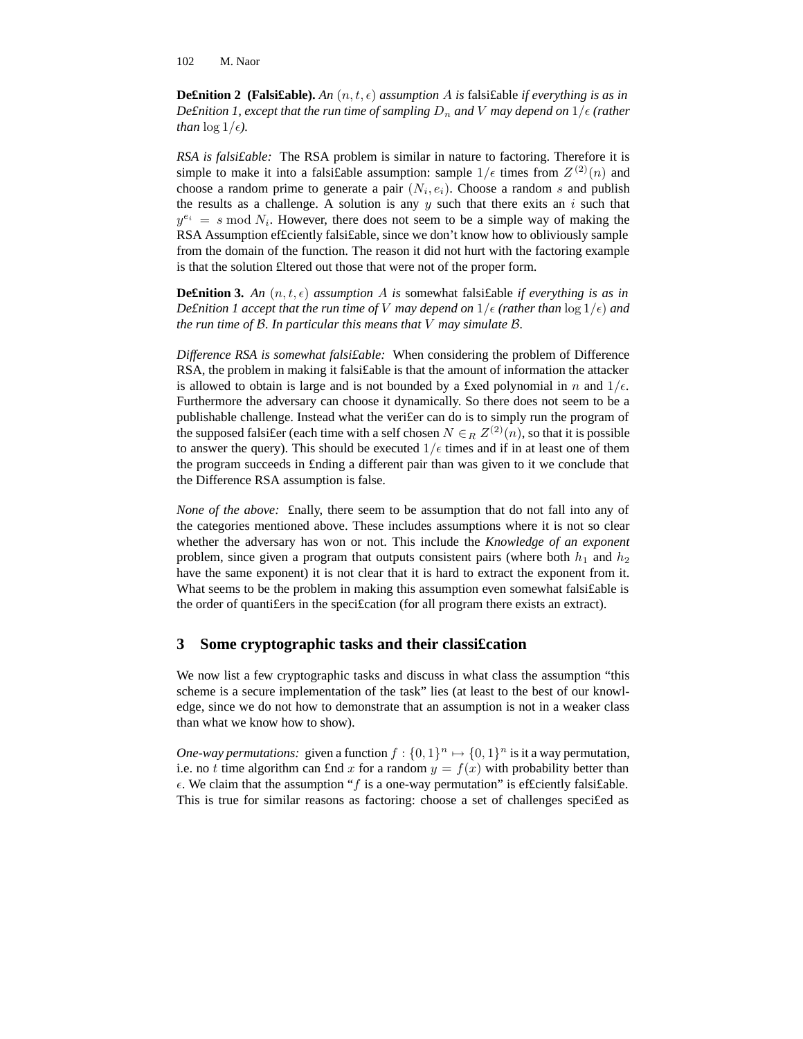**De£nition 2 (Falsi£able).** *An* $(n, t, \epsilon)$ *assumption* $A$ *is* falsi£able *if everything is as in De£nition 1, except that the run time of sampling* $D_n$ *and* $V$ *may depend on* $1/\epsilon$ *(rather than* $\log 1/\epsilon$*).*

*RSA is falsi£able:* The RSA problem is similar in nature to factoring. Therefore it is simple to make it into a falsi£able assumption: sample $1/\epsilon$ times from $Z^{(2)}(n)$ and choose a random prime to generate a pair $(N_i, e_i)$. Choose a random $s$ and publish the results as a challenge. A solution is any $y$ such that there exits an $i$ such that $y^{e_i} = s \bmod N_i$. However, there does not seem to be a simple way of making the RSA Assumption ef£ciently falsi£able, since we don't know how to obliviously sample from the domain of the function. The reason it did not hurt with the factoring example is that the solution £ltered out those that were not of the proper form.

**De£nition 3.** *An* $(n, t, \epsilon)$ *assumption* $A$ *is* somewhat falsi£able *if everything is as in De£nition 1 accept that the run time of* $V$ *may depend on* $1/\epsilon$ *(rather than* $\log 1/\epsilon$*) and the run time of* $\mathcal{B}$*. In particular this means that* $V$ *may simulate* $\mathcal{B}$*.*

*Difference RSA is somewhat falsi£able:* When considering the problem of Difference RSA, the problem in making it falsi£able is that the amount of information the attacker is allowed to obtain is large and is not bounded by a £xed polynomial in $n$ and $1/\epsilon$. Furthermore the adversary can choose it dynamically. So there does not seem to be a publishable challenge. Instead what the veri£er can do is to simply run the program of the supposed falsi£er (each time with a self chosen $N \in_R Z^{(2)}(n)$, so that it is possible to answer the query). This should be executed $1/\epsilon$ times and if in at least one of them the program succeeds in £nding a different pair than was given to it we conclude that the Difference RSA assumption is false.

*None of the above:* £nally, there seem to be assumption that do not fall into any of the categories mentioned above. These includes assumptions where it is not so clear whether the adversary has won or not. This include the *Knowledge of an exponent* problem, since given a program that outputs consistent pairs (where both $h_1$ and $h_2$ have the same exponent) it is not clear that it is hard to extract the exponent from it. What seems to be the problem in making this assumption even somewhat falsi£able is the order of quanti£ers in the speci£cation (for all program there exists an extract).

## 3 Some cryptographic tasks and their classi£cation

We now list a few cryptographic tasks and discuss in what class the assumption "this scheme is a secure implementation of the task" lies (at least to the best of our knowledge, since we do not how to demonstrate that an assumption is not in a weaker class than what we know how to show).

*One-way permutations:* given a function $f : \{0,1\}^n \mapsto \{0,1\}^n$ is it a way permutation, i.e. no $t$ time algorithm can £nd $x$ for a random $y = f(x)$ with probability better than $\epsilon$. We claim that the assumption "$f$ is a one-way permutation" is ef£ciently falsi£able. This is true for similar reasons as factoring: choose a set of challenges speci£ed as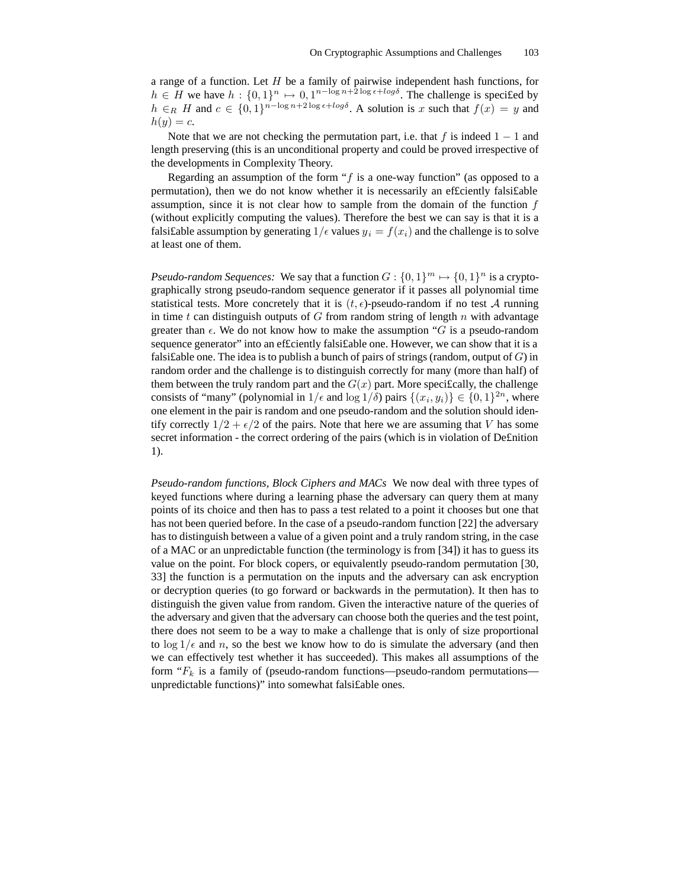a range of a function. Let $H$ be a family of pairwise independent hash functions, for $h \in H$ we have $h : \{0,1\}^n \mapsto 0, 1^{n-\log n+2\log\epsilon+log\delta}$. The challenge is speci£ed by $h \in_R H$ and $c \in \{0,1\}^{n-\log n+2\log\epsilon+log\delta}$. A solution is $x$ such that $f(x) = y$ and $h(y) = c$.

Note that we are not checking the permutation part, i.e. that $f$ is indeed $1-1$ and length preserving (this is an unconditional property and could be proved irrespective of the developments in Complexity Theory.

Regarding an assumption of the form "$f$ is a one-way function" (as opposed to a permutation), then we do not know whether it is necessarily an ef£ciently falsi£able assumption, since it is not clear how to sample from the domain of the function $f$ (without explicitly computing the values). Therefore the best we can say is that it is a falsi£able assumption by generating $1/\epsilon$ values $y_i = f(x_i)$ and the challenge is to solve at least one of them.

*Pseudo-random Sequences:* We say that a function $G : \{0,1\}^m \mapsto \{0,1\}^n$ is a cryptographically strong pseudo-random sequence generator if it passes all polynomial time statistical tests. More concretely that it is $(t,\epsilon)$-pseudo-random if no test $\mathcal{A}$ running in time $t$ can distinguish outputs of $G$ from random string of length $n$ with advantage greater than $\epsilon$. We do not know how to make the assumption "$G$ is a pseudo-random sequence generator" into an ef£ciently falsi£able one. However, we can show that it is a falsi£able one. The idea is to publish a bunch of pairs of strings (random, output of $G$) in random order and the challenge is to distinguish correctly for many (more than half) of them between the truly random part and the $G(x)$ part. More speci£cally, the challenge consists of "many" (polynomial in $1/\epsilon$ and $\log 1/\delta$) pairs $\{(x_i, y_i)\} \in \{0,1\}^{2n}$, where one element in the pair is random and one pseudo-random and the solution should identify correctly $1/2 + \epsilon/2$ of the pairs. Note that here we are assuming that $V$ has some secret information - the correct ordering of the pairs (which is in violation of De£nition 1).

*Pseudo-random functions, Block Ciphers and MACs* We now deal with three types of keyed functions where during a learning phase the adversary can query them at many points of its choice and then has to pass a test related to a point it chooses but one that has not been queried before. In the case of a pseudo-random function [22] the adversary has to distinguish between a value of a given point and a truly random string, in the case of a MAC or an unpredictable function (the terminology is from [34]) it has to guess its value on the point. For block copers, or equivalently pseudo-random permutation [30, 33] the function is a permutation on the inputs and the adversary can ask encryption or decryption queries (to go forward or backwards in the permutation). It then has to distinguish the given value from random. Given the interactive nature of the queries of the adversary and given that the adversary can choose both the queries and the test point, there does not seem to be a way to make a challenge that is only of size proportional to $\log 1/\epsilon$ and $n$, so the best we know how to do is simulate the adversary (and then we can effectively test whether it has succeeded). This makes all assumptions of the form "$F_k$ is a family of (pseudo-random functions—pseudo-random permutations—unpredictable functions)" into somewhat falsi£able ones.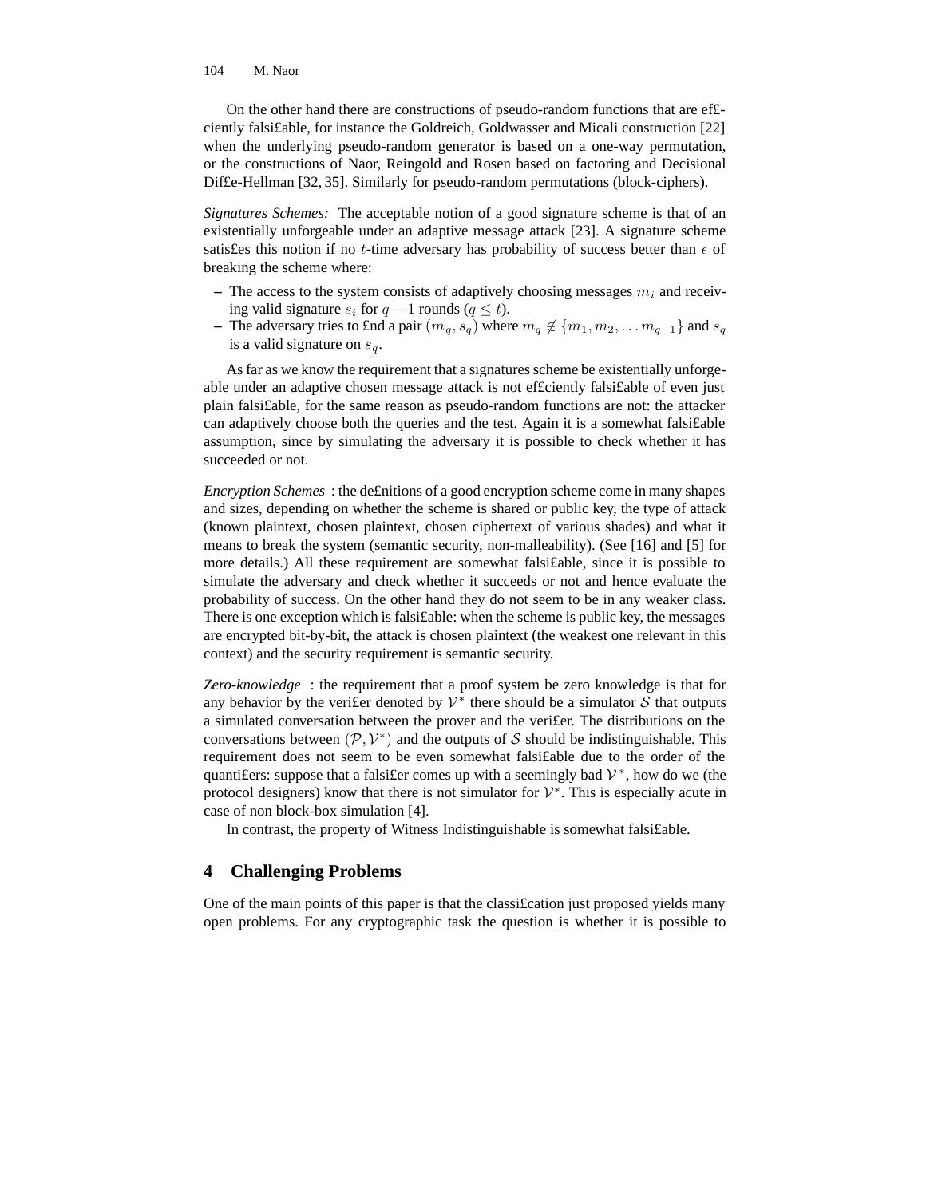On the other hand there are constructions of pseudo-random functions that are efficiently falsifiable, for instance the Goldreich, Goldwasser and Micali construction [22] when the underlying pseudo-random generator is based on a one-way permutation, or the constructions of Naor, Reingold and Rosen based on factoring and Decisional Diffe-Hellman [32, 35]. Similarly for pseudo-random permutations (block-ciphers).

*Signatures Schemes:* The acceptable notion of a good signature scheme is that of an existentially unforgeable under an adaptive message attack [23]. A signature scheme satisfies this notion if no $t$-time adversary has probability of success better than $\epsilon$ of breaking the scheme where:

- The access to the system consists of adaptively choosing messages $m_i$ and receiving valid signature $s_i$ for $q-1$ rounds ($q \leq t$).
- The adversary tries to find a pair $(m_q, s_q)$ where $m_q \notin \{m_1, m_2, \ldots m_{q-1}\}$ and $s_q$ is a valid signature on $s_q$.

As far as we know the requirement that a signatures scheme be existentially unforgeable under an adaptive chosen message attack is not efficiently falsifiable of even just plain falsifiable, for the same reason as pseudo-random functions are not: the attacker can adaptively choose both the queries and the test. Again it is a somewhat falsifiable assumption, since by simulating the adversary it is possible to check whether it has succeeded or not.

*Encryption Schemes* : the definitions of a good encryption scheme come in many shapes and sizes, depending on whether the scheme is shared or public key, the type of attack (known plaintext, chosen plaintext, chosen ciphertext of various shades) and what it means to break the system (semantic security, non-malleability). (See [16] and [5] for more details.) All these requirement are somewhat falsifiable, since it is possible to simulate the adversary and check whether it succeeds or not and hence evaluate the probability of success. On the other hand they do not seem to be in any weaker class. There is one exception which is falsifiable: when the scheme is public key, the messages are encrypted bit-by-bit, the attack is chosen plaintext (the weakest one relevant in this context) and the security requirement is semantic security.

*Zero-knowledge* : the requirement that a proof system be zero knowledge is that for any behavior by the verifier denoted by $\mathcal{V}^*$ there should be a simulator $\mathcal{S}$ that outputs a simulated conversation between the prover and the verifier. The distributions on the conversations between $(\mathcal{P}, \mathcal{V}^*)$ and the outputs of $\mathcal{S}$ should be indistinguishable. This requirement does not seem to be even somewhat falsifiable due to the order of the quantifiers: suppose that a falsifier comes up with a seemingly bad $\mathcal{V}^*$, how do we (the protocol designers) know that there is not simulator for $\mathcal{V}^*$. This is especially acute in case of non block-box simulation [4].

In contrast, the property of Witness Indistinguishable is somewhat falsifiable.

## 4 Challenging Problems

One of the main points of this paper is that the classification just proposed yields many open problems. For any cryptographic task the question is whether it is possible to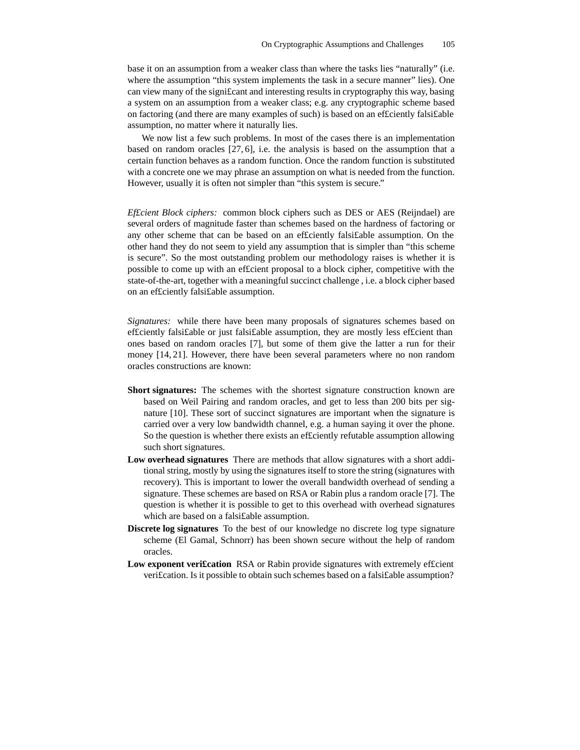base it on an assumption from a weaker class than where the tasks lies "naturally" (i.e. where the assumption "this system implements the task in a secure manner" lies). One can view many of the signi£cant and interesting results in cryptography this way, basing a system on an assumption from a weaker class; e.g. any cryptographic scheme based on factoring (and there are many examples of such) is based on an ef£ciently falsi£able assumption, no matter where it naturally lies.

We now list a few such problems. In most of the cases there is an implementation based on random oracles [27, 6], i.e. the analysis is based on the assumption that a certain function behaves as a random function. Once the random function is substituted with a concrete one we may phrase an assumption on what is needed from the function. However, usually it is often not simpler than "this system is secure."

*Ef£cient Block ciphers:* common block ciphers such as DES or AES (Reijndael) are several orders of magnitude faster than schemes based on the hardness of factoring or any other scheme that can be based on an ef£ciently falsi£able assumption. On the other hand they do not seem to yield any assumption that is simpler than "this scheme is secure". So the most outstanding problem our methodology raises is whether it is possible to come up with an ef£cient proposal to a block cipher, competitive with the state-of-the-art, together with a meaningful succinct challenge , i.e. a block cipher based on an ef£ciently falsi£able assumption.

*Signatures:* while there have been many proposals of signatures schemes based on ef£ciently falsi£able or just falsi£able assumption, they are mostly less ef£cient than ones based on random oracles [7], but some of them give the latter a run for their money [14, 21]. However, there have been several parameters where no non random oracles constructions are known:

**Short signatures:** The schemes with the shortest signature construction known are based on Weil Pairing and random oracles, and get to less than 200 bits per signature [10]. These sort of succinct signatures are important when the signature is carried over a very low bandwidth channel, e.g. a human saying it over the phone. So the question is whether there exists an ef£ciently refutable assumption allowing such short signatures.

**Low overhead signatures** There are methods that allow signatures with a short additional string, mostly by using the signatures itself to store the string (signatures with recovery). This is important to lower the overall bandwidth overhead of sending a signature. These schemes are based on RSA or Rabin plus a random oracle [7]. The question is whether it is possible to get to this overhead with overhead signatures which are based on a falsi£able assumption.

**Discrete log signatures** To the best of our knowledge no discrete log type signature scheme (El Gamal, Schnorr) has been shown secure without the help of random oracles.

**Low exponent veri£cation** RSA or Rabin provide signatures with extremely ef£cient veri£cation. Is it possible to obtain such schemes based on a falsi£able assumption?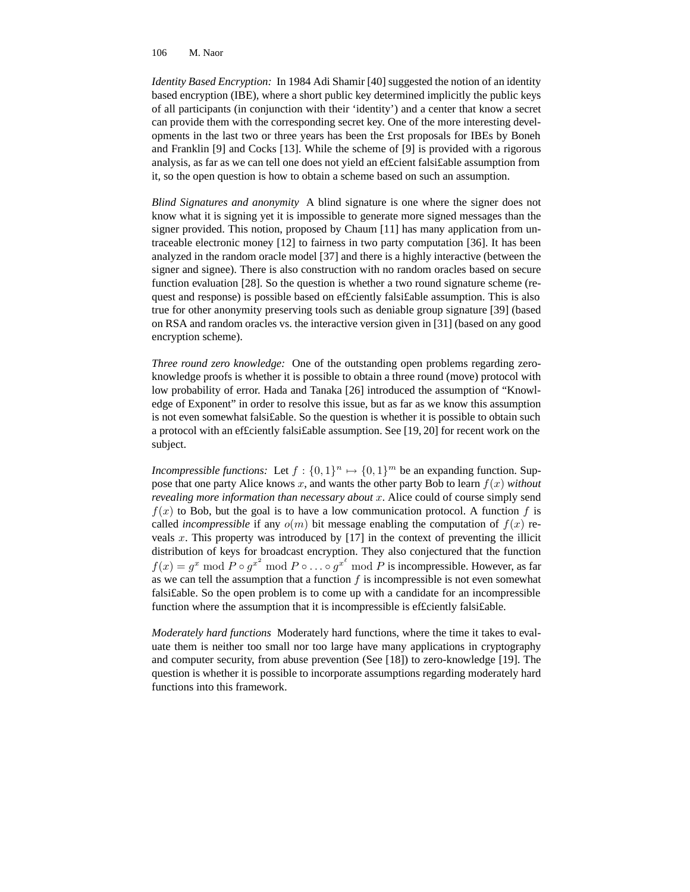*Identity Based Encryption:* In 1984 Adi Shamir [40] suggested the notion of an identity based encryption (IBE), where a short public key determined implicitly the public keys of all participants (in conjunction with their 'identity') and a center that know a secret can provide them with the corresponding secret key. One of the more interesting developments in the last two or three years has been the £rst proposals for IBEs by Boneh and Franklin [9] and Cocks [13]. While the scheme of [9] is provided with a rigorous analysis, as far as we can tell one does not yield an ef£cient falsi£able assumption from it, so the open question is how to obtain a scheme based on such an assumption.

*Blind Signatures and anonymity* A blind signature is one where the signer does not know what it is signing yet it is impossible to generate more signed messages than the signer provided. This notion, proposed by Chaum [11] has many application from untraceable electronic money [12] to fairness in two party computation [36]. It has been analyzed in the random oracle model [37] and there is a highly interactive (between the signer and signee). There is also construction with no random oracles based on secure function evaluation [28]. So the question is whether a two round signature scheme (request and response) is possible based on ef£ciently falsi£able assumption. This is also true for other anonymity preserving tools such as deniable group signature [39] (based on RSA and random oracles vs. the interactive version given in [31] (based on any good encryption scheme).

*Three round zero knowledge:* One of the outstanding open problems regarding zero-knowledge proofs is whether it is possible to obtain a three round (move) protocol with low probability of error. Hada and Tanaka [26] introduced the assumption of "Knowledge of Exponent" in order to resolve this issue, but as far as we know this assumption is not even somewhat falsi£able. So the question is whether it is possible to obtain such a protocol with an ef£ciently falsi£able assumption. See [19, 20] for recent work on the subject.

*Incompressible functions:* Let $f : \{0,1\}^n \mapsto \{0,1\}^m$ be an expanding function. Suppose that one party Alice knows $x$, and wants the other party Bob to learn $f(x)$ *without revealing more information than necessary about* $x$. Alice could of course simply send $f(x)$ to Bob, but the goal is to have a low communication protocol. A function $f$ is called *incompressible* if any $o(m)$ bit message enabling the computation of $f(x)$ reveals $x$. This property was introduced by [17] in the context of preventing the illicit distribution of keys for broadcast encryption. They also conjectured that the function $f(x) = g^x \bmod P \circ g^{x^2} \bmod P \circ \ldots \circ g^{x^\ell} \bmod P$ is incompressible. However, as far as we can tell the assumption that a function $f$ is incompressible is not even somewhat falsi£able. So the open problem is to come up with a candidate for an incompressible function where the assumption that it is incompressible is ef£ciently falsi£able.

*Moderately hard functions* Moderately hard functions, where the time it takes to evaluate them is neither too small nor too large have many applications in cryptography and computer security, from abuse prevention (See [18]) to zero-knowledge [19]. The question is whether it is possible to incorporate assumptions regarding moderately hard functions into this framework.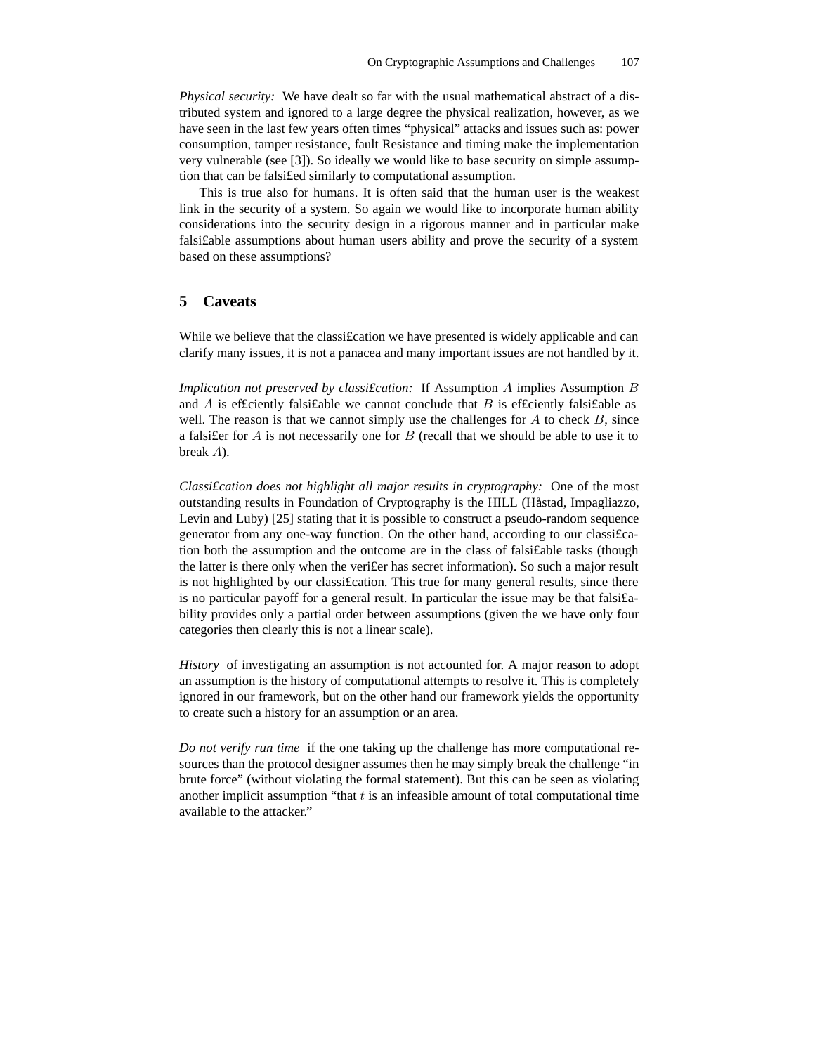*Physical security:* We have dealt so far with the usual mathematical abstract of a distributed system and ignored to a large degree the physical realization, however, as we have seen in the last few years often times "physical" attacks and issues such as: power consumption, tamper resistance, fault Resistance and timing make the implementation very vulnerable (see [3]). So ideally we would like to base security on simple assumption that can be falsi£ed similarly to computational assumption.

This is true also for humans. It is often said that the human user is the weakest link in the security of a system. So again we would like to incorporate human ability considerations into the security design in a rigorous manner and in particular make falsi£able assumptions about human users ability and prove the security of a system based on these assumptions?

## 5 Caveats

While we believe that the classi£cation we have presented is widely applicable and can clarify many issues, it is not a panacea and many important issues are not handled by it.

*Implication not preserved by classi£cation:* If Assumption $A$ implies Assumption $B$ and $A$ is ef£ciently falsi£able we cannot conclude that $B$ is ef£ciently falsi£able as well. The reason is that we cannot simply use the challenges for $A$ to check $B$, since a falsi£er for $A$ is not necessarily one for $B$ (recall that we should be able to use it to break $A$).

*Classi£cation does not highlight all major results in cryptography:* One of the most outstanding results in Foundation of Cryptography is the HILL (Håstad, Impagliazzo, Levin and Luby) [25] stating that it is possible to construct a pseudo-random sequence generator from any one-way function. On the other hand, according to our classi£cation both the assumption and the outcome are in the class of falsi£able tasks (though the latter is there only when the veri£er has secret information). So such a major result is not highlighted by our classi£cation. This true for many general results, since there is no particular payoff for a general result. In particular the issue may be that falsi£ability provides only a partial order between assumptions (given the we have only four categories then clearly this is not a linear scale).

*History* of investigating an assumption is not accounted for. A major reason to adopt an assumption is the history of computational attempts to resolve it. This is completely ignored in our framework, but on the other hand our framework yields the opportunity to create such a history for an assumption or an area.

*Do not verify run time* if the one taking up the challenge has more computational resources than the protocol designer assumes then he may simply break the challenge "in brute force" (without violating the formal statement). But this can be seen as violating another implicit assumption "that $t$ is an infeasible amount of total computational time available to the attacker."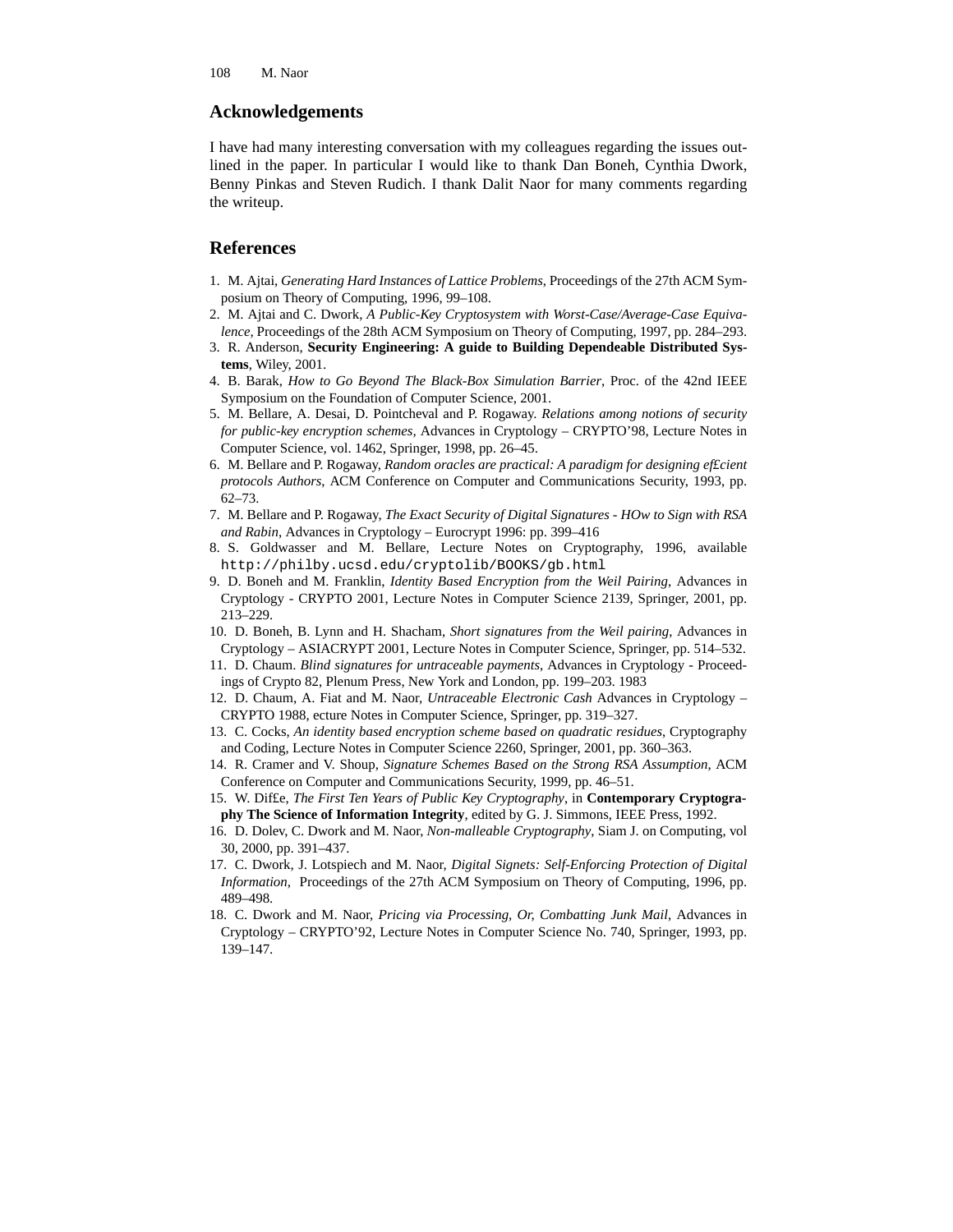## Acknowledgements

I have had many interesting conversation with my colleagues regarding the issues outlined in the paper. In particular I would like to thank Dan Boneh, Cynthia Dwork, Benny Pinkas and Steven Rudich. I thank Dalit Naor for many comments regarding the writeup.

## References

1. M. Ajtai, *Generating Hard Instances of Lattice Problems*, Proceedings of the 27th ACM Symposium on Theory of Computing, 1996, 99–108.
2. M. Ajtai and C. Dwork, *A Public-Key Cryptosystem with Worst-Case/Average-Case Equivalence*, Proceedings of the 28th ACM Symposium on Theory of Computing, 1997, pp. 284–293.
3. R. Anderson, **Security Engineering: A guide to Building Dependeable Distributed Systems**, Wiley, 2001.
4. B. Barak, *How to Go Beyond The Black-Box Simulation Barrier*, Proc. of the 42nd IEEE Symposium on the Foundation of Computer Science, 2001.
5. M. Bellare, A. Desai, D. Pointcheval and P. Rogaway. *Relations among notions of security for public-key encryption schemes*, Advances in Cryptology – CRYPTO'98, Lecture Notes in Computer Science, vol. 1462, Springer, 1998, pp. 26–45.
6. M. Bellare and P. Rogaway, *Random oracles are practical: A paradigm for designing ef£cient protocols Authors*, ACM Conference on Computer and Communications Security, 1993, pp. 62–73.
7. M. Bellare and P. Rogaway, *The Exact Security of Digital Signatures - HOw to Sign with RSA and Rabin*, Advances in Cryptology – Eurocrypt 1996: pp. 399–416
8. S. Goldwasser and M. Bellare, Lecture Notes on Cryptography, 1996, available `http://philby.ucsd.edu/cryptolib/BOOKS/gb.html`
9. D. Boneh and M. Franklin, *Identity Based Encryption from the Weil Pairing*, Advances in Cryptology - CRYPTO 2001, Lecture Notes in Computer Science 2139, Springer, 2001, pp. 213–229.
10. D. Boneh, B. Lynn and H. Shacham, *Short signatures from the Weil pairing*, Advances in Cryptology – ASIACRYPT 2001, Lecture Notes in Computer Science, Springer, pp. 514–532.
11. D. Chaum. *Blind signatures for untraceable payments*, Advances in Cryptology - Proceedings of Crypto 82, Plenum Press, New York and London, pp. 199–203. 1983
12. D. Chaum, A. Fiat and M. Naor, *Untraceable Electronic Cash* Advances in Cryptology – CRYPTO 1988, ecture Notes in Computer Science, Springer, pp. 319–327.
13. C. Cocks, *An identity based encryption scheme based on quadratic residues*, Cryptography and Coding, Lecture Notes in Computer Science 2260, Springer, 2001, pp. 360–363.
14. R. Cramer and V. Shoup, *Signature Schemes Based on the Strong RSA Assumption*, ACM Conference on Computer and Communications Security, 1999, pp. 46–51.
15. W. Dif£e, *The First Ten Years of Public Key Cryptography*, in **Contemporary Cryptography The Science of Information Integrity**, edited by G. J. Simmons, IEEE Press, 1992.
16. D. Dolev, C. Dwork and M. Naor, *Non-malleable Cryptography*, Siam J. on Computing, vol 30, 2000, pp. 391–437.
17. C. Dwork, J. Lotspiech and M. Naor, *Digital Signets: Self-Enforcing Protection of Digital Information*, Proceedings of the 27th ACM Symposium on Theory of Computing, 1996, pp. 489–498.
18. C. Dwork and M. Naor, *Pricing via Processing, Or, Combatting Junk Mail*, Advances in Cryptology – CRYPTO'92, Lecture Notes in Computer Science No. 740, Springer, 1993, pp. 139–147.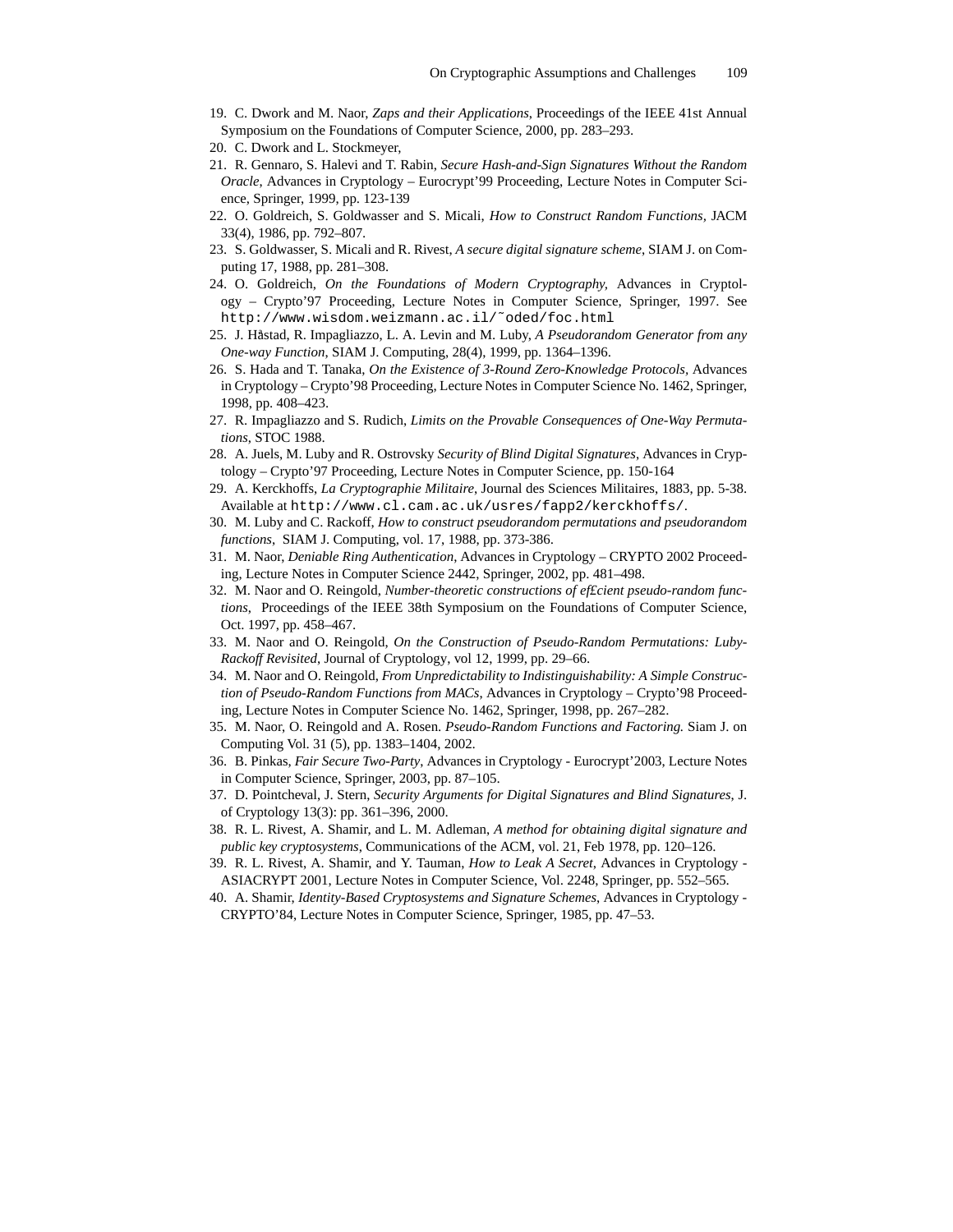19. C. Dwork and M. Naor, *Zaps and their Applications*, Proceedings of the IEEE 41st Annual Symposium on the Foundations of Computer Science, 2000, pp. 283–293.
20. C. Dwork and L. Stockmeyer,
21. R. Gennaro, S. Halevi and T. Rabin, *Secure Hash-and-Sign Signatures Without the Random Oracle*, Advances in Cryptology – Eurocrypt'99 Proceeding, Lecture Notes in Computer Science, Springer, 1999, pp. 123-139
22. O. Goldreich, S. Goldwasser and S. Micali, *How to Construct Random Functions*, JACM 33(4), 1986, pp. 792–807.
23. S. Goldwasser, S. Micali and R. Rivest, *A secure digital signature scheme*, SIAM J. on Computing 17, 1988, pp. 281–308.
24. O. Goldreich, *On the Foundations of Modern Cryptography*, Advances in Cryptology – Crypto'97 Proceeding, Lecture Notes in Computer Science, Springer, 1997. See `http://www.wisdom.weizmann.ac.il/~oded/foc.html`
25. J. Håstad, R. Impagliazzo, L. A. Levin and M. Luby, *A Pseudorandom Generator from any One-way Function*, SIAM J. Computing, 28(4), 1999, pp. 1364–1396.
26. S. Hada and T. Tanaka, *On the Existence of 3-Round Zero-Knowledge Protocols*, Advances in Cryptology – Crypto'98 Proceeding, Lecture Notes in Computer Science No. 1462, Springer, 1998, pp. 408–423.
27. R. Impagliazzo and S. Rudich, *Limits on the Provable Consequences of One-Way Permutations*, STOC 1988.
28. A. Juels, M. Luby and R. Ostrovsky *Security of Blind Digital Signatures*, Advances in Cryptology – Crypto'97 Proceeding, Lecture Notes in Computer Science, pp. 150-164
29. A. Kerckhoffs, *La Cryptographie Militaire*, Journal des Sciences Militaires, 1883, pp. 5-38. Available at `http://www.cl.cam.ac.uk/usres/fapp2/kerckhoffs/`.
30. M. Luby and C. Rackoff, *How to construct pseudorandom permutations and pseudorandom functions*, SIAM J. Computing, vol. 17, 1988, pp. 373-386.
31. M. Naor, *Deniable Ring Authentication*, Advances in Cryptology – CRYPTO 2002 Proceeding, Lecture Notes in Computer Science 2442, Springer, 2002, pp. 481–498.
32. M. Naor and O. Reingold, *Number-theoretic constructions of ef£cient pseudo-random functions,* Proceedings of the IEEE 38th Symposium on the Foundations of Computer Science, Oct. 1997, pp. 458–467.
33. M. Naor and O. Reingold, *On the Construction of Pseudo-Random Permutations: Luby-Rackoff Revisited*, Journal of Cryptology, vol 12, 1999, pp. 29–66.
34. M. Naor and O. Reingold, *From Unpredictability to Indistinguishability: A Simple Construction of Pseudo-Random Functions from MACs*, Advances in Cryptology – Crypto'98 Proceeding, Lecture Notes in Computer Science No. 1462, Springer, 1998, pp. 267–282.
35. M. Naor, O. Reingold and A. Rosen. *Pseudo-Random Functions and Factoring.* Siam J. on Computing Vol. 31 (5), pp. 1383–1404, 2002.
36. B. Pinkas, *Fair Secure Two-Party*, Advances in Cryptology - Eurocrypt'2003, Lecture Notes in Computer Science, Springer, 2003, pp. 87–105.
37. D. Pointcheval, J. Stern, *Security Arguments for Digital Signatures and Blind Signatures*, J. of Cryptology 13(3): pp. 361–396, 2000.
38. R. L. Rivest, A. Shamir, and L. M. Adleman, *A method for obtaining digital signature and public key cryptosystems*, Communications of the ACM, vol. 21, Feb 1978, pp. 120–126.
39. R. L. Rivest, A. Shamir, and Y. Tauman, *How to Leak A Secret*, Advances in Cryptology - ASIACRYPT 2001, Lecture Notes in Computer Science, Vol. 2248, Springer, pp. 552–565.
40. A. Shamir, *Identity-Based Cryptosystems and Signature Schemes*, Advances in Cryptology - CRYPTO'84, Lecture Notes in Computer Science, Springer, 1985, pp. 47–53.